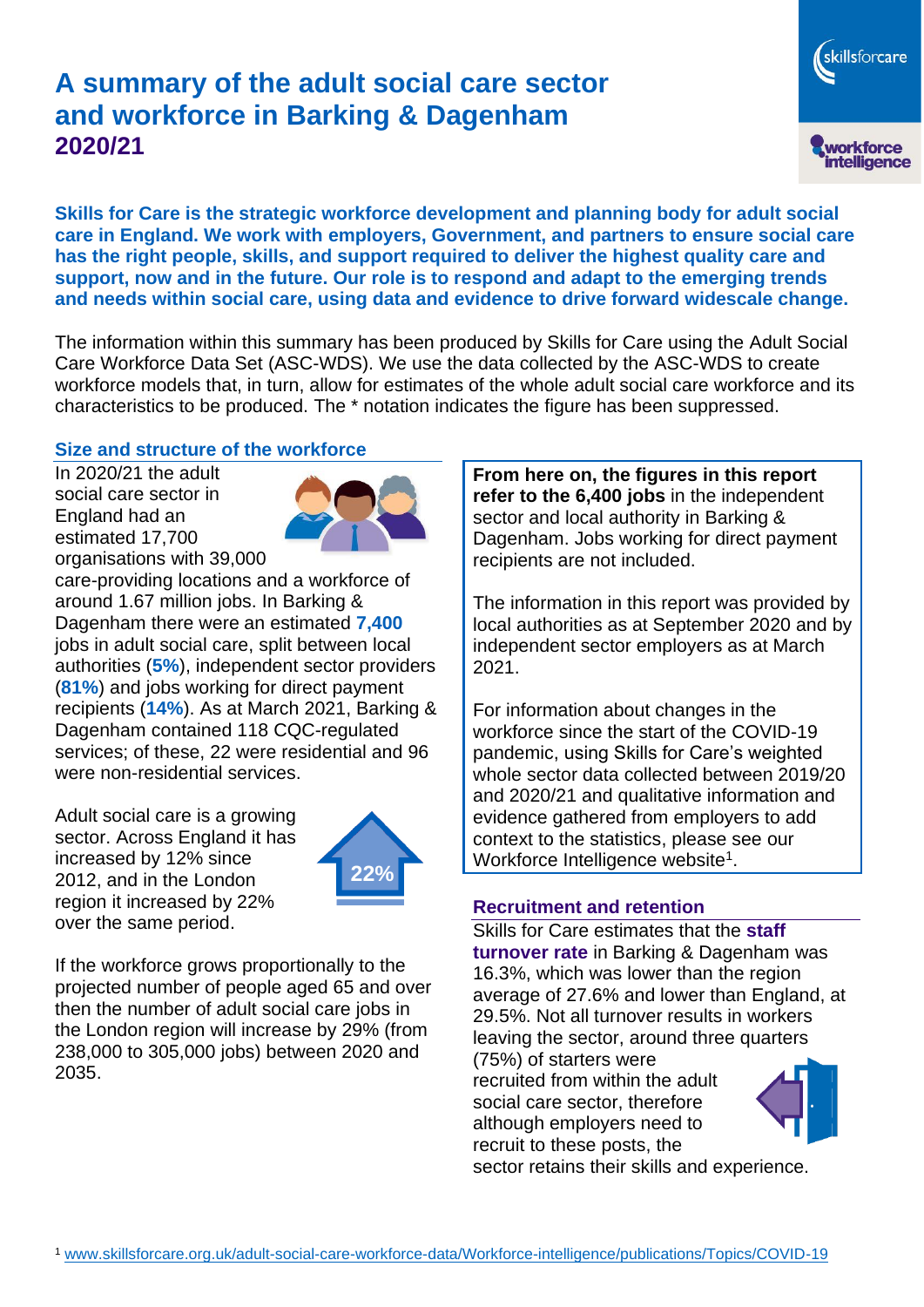# A summary of the adult social care sector and workforce in Barking & Dagenham 2020/21

**Skills for Care is the strategic workforce development and planning body for adult social care in England. We work with employers, Government, and partners to ensure social care has the right people, skills, and support required to deliver the highest quality care and support, now and in the future. Our role is to respond and adapt to the emerging trends and needs within social care, using data and evidence to drive forward widescale change.**

The information within this summary has been produced by Skills for Care using the Adult Social Care Workforce Data Set (ASC-WDS). We use the data collected by the ASC-WDS to create workforce models that, in turn, allow for estimates of the whole adult social care workforce and its characteristics to be produced. The * notation indicates the figure has been suppressed.

## Size and structure of the workforce

In 2020/21 the adult social care sector in England had an estimated 17,700 organisations with 39,000 care-providing locations and a workforce of around 1.67 million jobs. In Barking & Dagenham there were an estimated **7,400** jobs in adult social care, split between local authorities (**5%**), independent sector providers (**81%**) and jobs working for direct payment recipients (**14%**). As at March 2021, Barking & Dagenham contained 118 CQC-regulated services; of these, 22 were residential and 96 were non-residential services.

Adult social care is a growing sector. Across England it has increased by 12% since 2012, and in the London region it increased by 22% over the same period.

22%

If the workforce grows proportionally to the projected number of people aged 65 and over then the number of adult social care jobs in the London region will increase by 29% (from 238,000 to 305,000 jobs) between 2020 and 2035.

**From here on, the figures in this report refer to the 6,400 jobs** in the independent sector and local authority in Barking & Dagenham. Jobs working for direct payment recipients are not included.

The information in this report was provided by local authorities as at September 2020 and by independent sector employers as at March 2021.

For information about changes in the workforce since the start of the COVID-19 pandemic, using Skills for Care's weighted whole sector data collected between 2019/20 and 2020/21 and qualitative information and evidence gathered from employers to add context to the statistics, please see our Workforce Intelligence website[1].

## Recruitment and retention

Skills for Care estimates that the **staff turnover rate** in Barking & Dagenham was 16.3%, which was lower than the region average of 27.6% and lower than England, at 29.5%. Not all turnover results in workers leaving the sector, around three quarters (75%) of starters were recruited from within the adult social care sector, therefore although employers need to recruit to these posts, the sector retains their skills and experience.

[1] www.skillsforcare.org.uk/adult-social-care-workforce-data/Workforce-intelligence/publications/Topics/COVID-19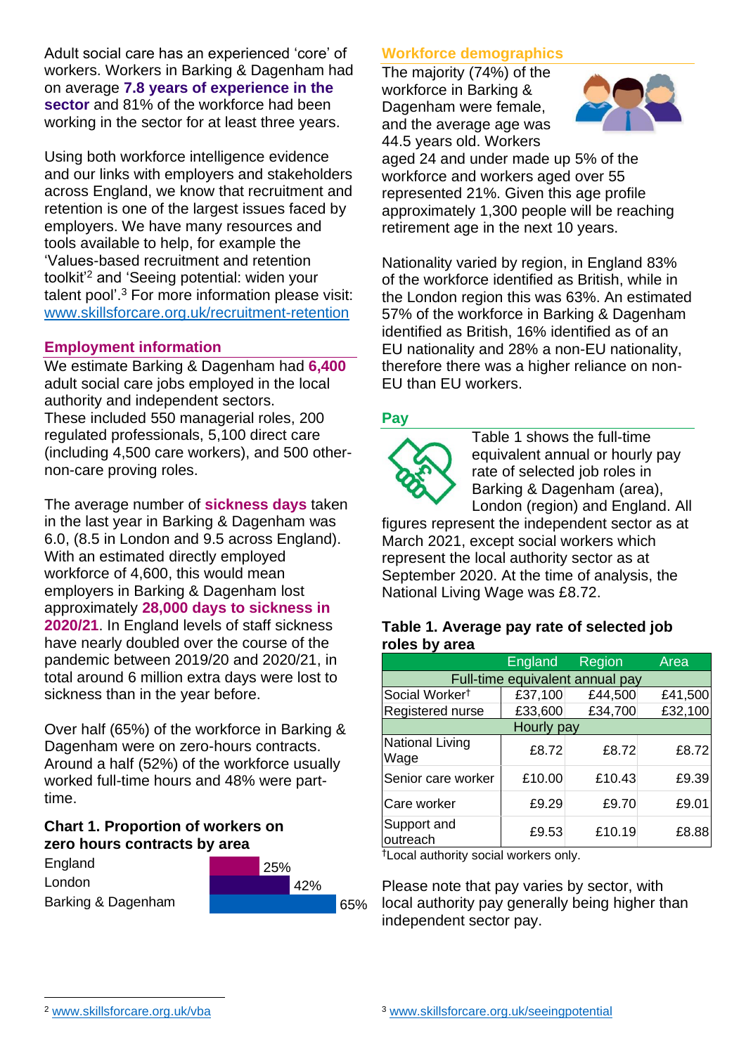Adult social care has an experienced 'core' of workers. Workers in Barking & Dagenham had on average **7.8 years of experience in the sector** and 81% of the workforce had been working in the sector for at least three years.

Using both workforce intelligence evidence and our links with employers and stakeholders across England, we know that recruitment and retention is one of the largest issues faced by employers. We have many resources and tools available to help, for example the 'Values-based recruitment and retention toolkit'[2] and 'Seeing potential: widen your talent pool'.[3] For more information please visit: www.skillsforcare.org.uk/recruitment-retention

## Employment information

We estimate Barking & Dagenham had **6,400** adult social care jobs employed in the local authority and independent sectors. These included 550 managerial roles, 200 regulated professionals, 5,100 direct care (including 4,500 care workers), and 500 other-non-care proving roles.

The average number of **sickness days** taken in the last year in Barking & Dagenham was 6.0, (8.5 in London and 9.5 across England). With an estimated directly employed workforce of 4,600, this would mean employers in Barking & Dagenham lost approximately **28,000 days to sickness in 2020/21**. In England levels of staff sickness have nearly doubled over the course of the pandemic between 2019/20 and 2020/21, in total around 6 million extra days were lost to sickness than in the year before.

Over half (65%) of the workforce in Barking & Dagenham were on zero-hours contracts. Around a half (52%) of the workforce usually worked full-time hours and 48% were part-time.

### Chart 1. Proportion of workers on zero hours contracts by area

| Area | Proportion |
|---|---|
| England | 25% |
| London | 42% |
| Barking & Dagenham | 65% |

## Workforce demographics

The majority (74%) of the workforce in Barking & Dagenham were female, and the average age was 44.5 years old. Workers aged 24 and under made up 5% of the workforce and workers aged over 55 represented 21%. Given this age profile approximately 1,300 people will be reaching retirement age in the next 10 years.

Nationality varied by region, in England 83% of the workforce identified as British, while in the London region this was 63%. An estimated 57% of the workforce in Barking & Dagenham identified as British, 16% identified as of an EU nationality and 28% a non-EU nationality, therefore there was a higher reliance on non-EU than EU workers.

## Pay

Table 1 shows the full-time equivalent annual or hourly pay rate of selected job roles in Barking & Dagenham (area), London (region) and England. All figures represent the independent sector as at March 2021, except social workers which represent the local authority sector as at September 2020. At the time of analysis, the National Living Wage was £8.72.

### Table 1. Average pay rate of selected job roles by area

| | England | Region | Area |
|---|---|---|---|
| **Full-time equivalent annual pay** | | | |
| Social Worker† | £37,100 | £44,500 | £41,500 |
| Registered nurse | £33,600 | £34,700 | £32,100 |
| **Hourly pay** | | | |
| National Living Wage | £8.72 | £8.72 | £8.72 |
| Senior care worker | £10.00 | £10.43 | £9.39 |
| Care worker | £9.29 | £9.70 | £9.01 |
| Support and outreach | £9.53 | £10.19 | £8.88 |

†Local authority social workers only.

Please note that pay varies by sector, with local authority pay generally being higher than independent sector pay.

[2] www.skillsforcare.org.uk/vba

[3] www.skillsforcare.org.uk/seeingpotential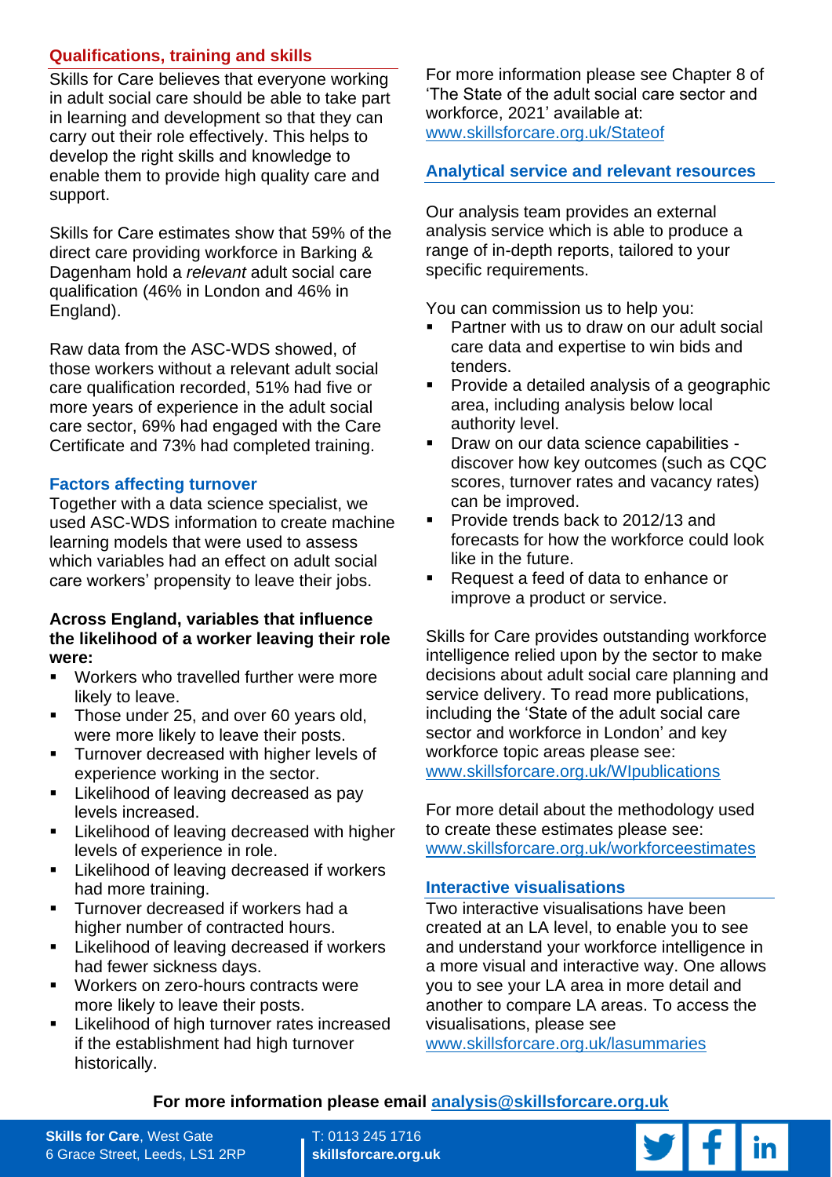## Qualifications, training and skills

Skills for Care believes that everyone working in adult social care should be able to take part in learning and development so that they can carry out their role effectively. This helps to develop the right skills and knowledge to enable them to provide high quality care and support.

Skills for Care estimates show that 59% of the direct care providing workforce in Barking & Dagenham hold a *relevant* adult social care qualification (46% in London and 46% in England).

Raw data from the ASC-WDS showed, of those workers without a relevant adult social care qualification recorded, 51% had five or more years of experience in the adult social care sector, 69% had engaged with the Care Certificate and 73% had completed training.

## Factors affecting turnover

Together with a data science specialist, we used ASC-WDS information to create machine learning models that were used to assess which variables had an effect on adult social care workers' propensity to leave their jobs.

**Across England, variables that influence the likelihood of a worker leaving their role were:**

- Workers who travelled further were more likely to leave.
- Those under 25, and over 60 years old, were more likely to leave their posts.
- Turnover decreased with higher levels of experience working in the sector.
- Likelihood of leaving decreased as pay levels increased.
- Likelihood of leaving decreased with higher levels of experience in role.
- Likelihood of leaving decreased if workers had more training.
- Turnover decreased if workers had a higher number of contracted hours.
- Likelihood of leaving decreased if workers had fewer sickness days.
- Workers on zero-hours contracts were more likely to leave their posts.
- Likelihood of high turnover rates increased if the establishment had high turnover historically.

For more information please see Chapter 8 of 'The State of the adult social care sector and workforce, 2021' available at: www.skillsforcare.org.uk/Stateof

## Analytical service and relevant resources

Our analysis team provides an external analysis service which is able to produce a range of in-depth reports, tailored to your specific requirements.

You can commission us to help you:

- Partner with us to draw on our adult social care data and expertise to win bids and tenders.
- Provide a detailed analysis of a geographic area, including analysis below local authority level.
- Draw on our data science capabilities - discover how key outcomes (such as CQC scores, turnover rates and vacancy rates) can be improved.
- Provide trends back to 2012/13 and forecasts for how the workforce could look like in the future.
- Request a feed of data to enhance or improve a product or service.

Skills for Care provides outstanding workforce intelligence relied upon by the sector to make decisions about adult social care planning and service delivery. To read more publications, including the 'State of the adult social care sector and workforce in London' and key workforce topic areas please see: www.skillsforcare.org.uk/WIpublications

For more detail about the methodology used to create these estimates please see: www.skillsforcare.org.uk/workforceestimates

## Interactive visualisations

Two interactive visualisations have been created at an LA level, to enable you to see and understand your workforce intelligence in a more visual and interactive way. One allows you to see your LA area in more detail and another to compare LA areas. To access the visualisations, please see www.skillsforcare.org.uk/lasummaries

**For more information please email analysis@skillsforcare.org.uk**

**Skills for Care**, West Gate
6 Grace Street, Leeds, LS1 2RP

T: 0113 245 1716
**skillsforcare.org.uk**